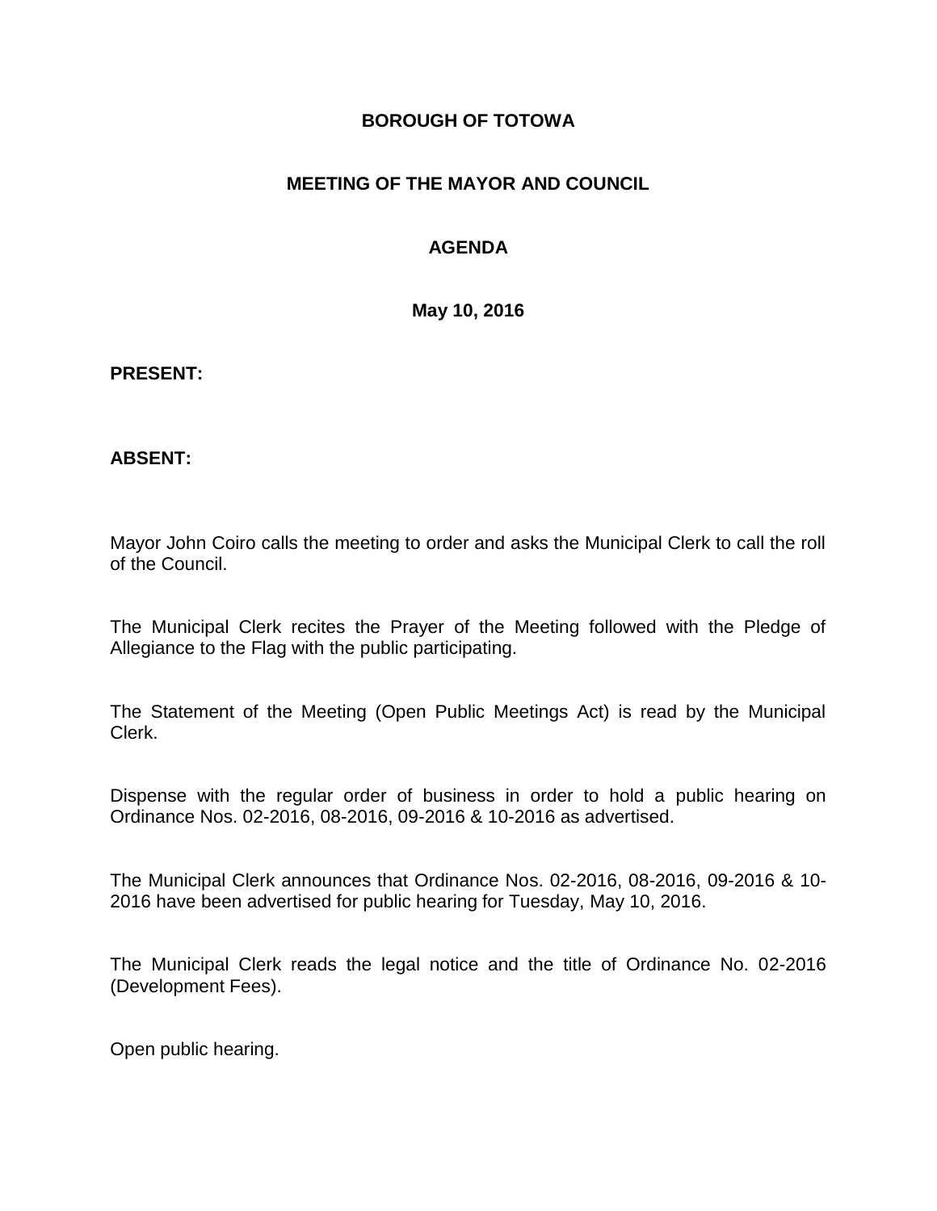# BOROUGH OF TOTOWA

## MEETING OF THE MAYOR AND COUNCIL

## AGENDA

**May 10, 2016**

**PRESENT:**

**ABSENT:**

Mayor John Coiro calls the meeting to order and asks the Municipal Clerk to call the roll of the Council.

The Municipal Clerk recites the Prayer of the Meeting followed with the Pledge of Allegiance to the Flag with the public participating.

The Statement of the Meeting (Open Public Meetings Act) is read by the Municipal Clerk.

Dispense with the regular order of business in order to hold a public hearing on Ordinance Nos. 02-2016, 08-2016, 09-2016 & 10-2016 as advertised.

The Municipal Clerk announces that Ordinance Nos. 02-2016, 08-2016, 09-2016 & 10-2016 have been advertised for public hearing for Tuesday, May 10, 2016.

The Municipal Clerk reads the legal notice and the title of Ordinance No. 02-2016 (Development Fees).

Open public hearing.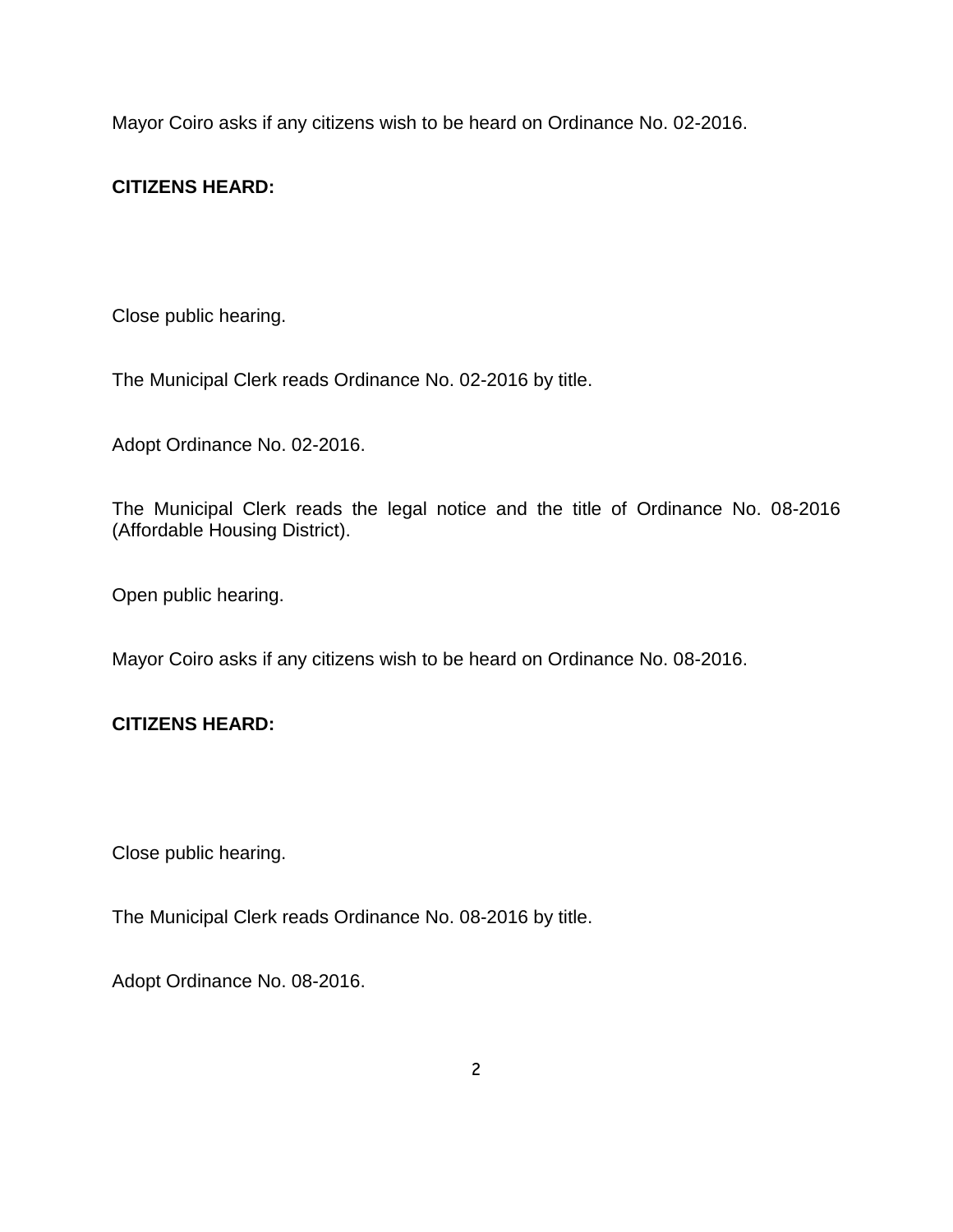Mayor Coiro asks if any citizens wish to be heard on Ordinance No. 02-2016.

**CITIZENS HEARD:**

Close public hearing.

The Municipal Clerk reads Ordinance No. 02-2016 by title.

Adopt Ordinance No. 02-2016.

The Municipal Clerk reads the legal notice and the title of Ordinance No. 08-2016 (Affordable Housing District).

Open public hearing.

Mayor Coiro asks if any citizens wish to be heard on Ordinance No. 08-2016.

**CITIZENS HEARD:**

Close public hearing.

The Municipal Clerk reads Ordinance No. 08-2016 by title.

Adopt Ordinance No. 08-2016.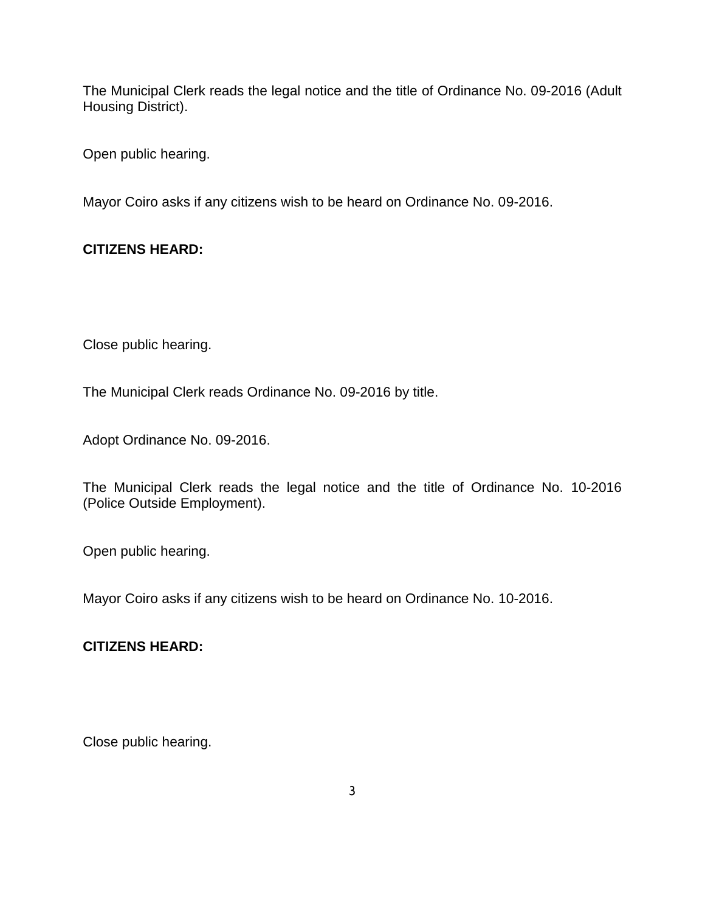The Municipal Clerk reads the legal notice and the title of Ordinance No. 09-2016 (Adult Housing District).

Open public hearing.

Mayor Coiro asks if any citizens wish to be heard on Ordinance No. 09-2016.

**CITIZENS HEARD:**

Close public hearing.

The Municipal Clerk reads Ordinance No. 09-2016 by title.

Adopt Ordinance No. 09-2016.

The Municipal Clerk reads the legal notice and the title of Ordinance No. 10-2016 (Police Outside Employment).

Open public hearing.

Mayor Coiro asks if any citizens wish to be heard on Ordinance No. 10-2016.

**CITIZENS HEARD:**

Close public hearing.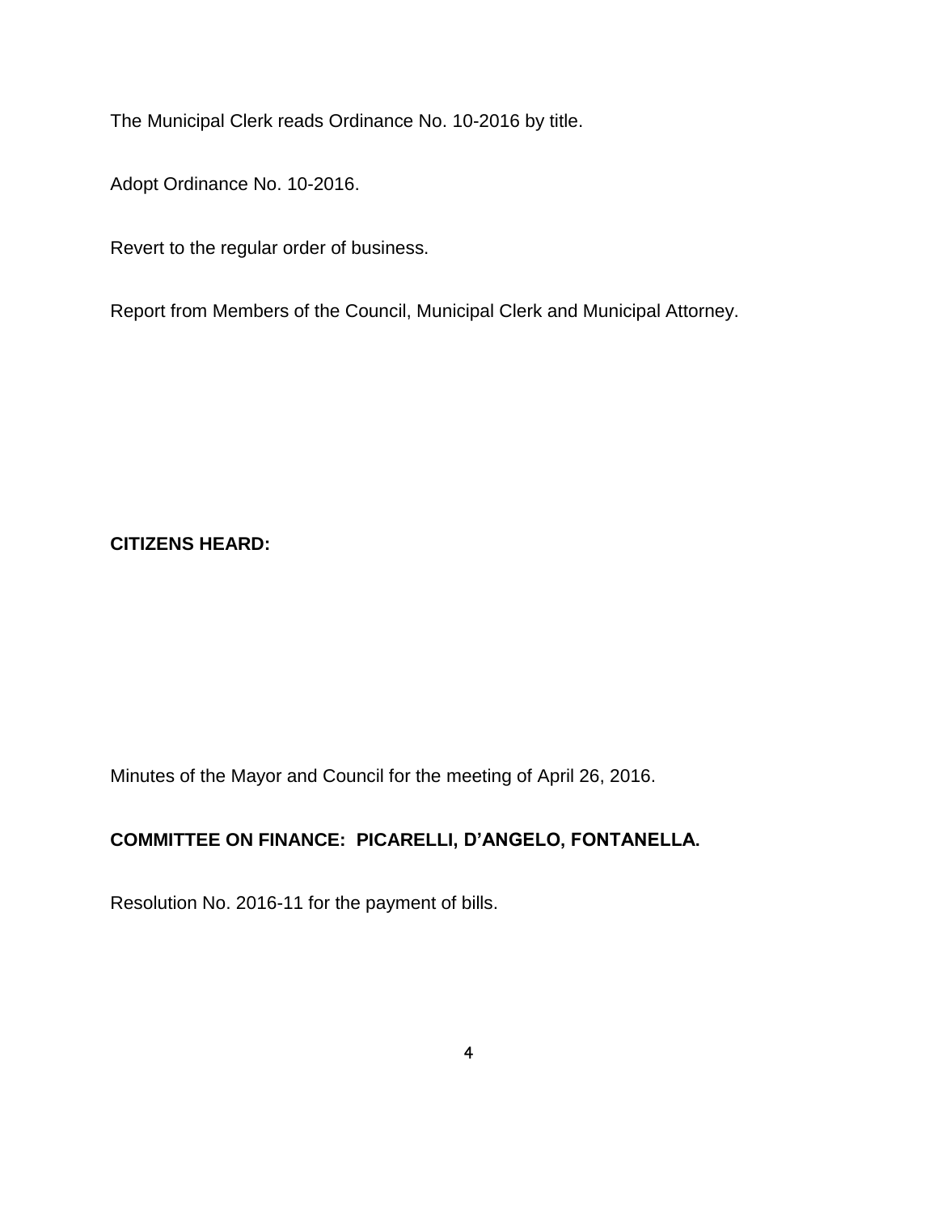The Municipal Clerk reads Ordinance No. 10-2016 by title.

Adopt Ordinance No. 10-2016.

Revert to the regular order of business.

Report from Members of the Council, Municipal Clerk and Municipal Attorney.

**CITIZENS HEARD:**

Minutes of the Mayor and Council for the meeting of April 26, 2016.

**COMMITTEE ON FINANCE: PICARELLI, D'ANGELO, FONTANELLA.**

Resolution No. 2016-11 for the payment of bills.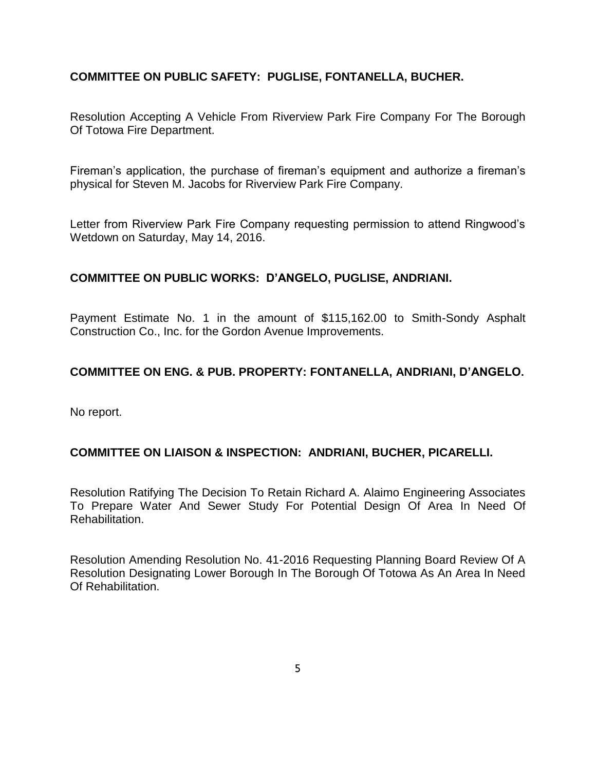**COMMITTEE ON PUBLIC SAFETY: PUGLISE, FONTANELLA, BUCHER.**

Resolution Accepting A Vehicle From Riverview Park Fire Company For The Borough Of Totowa Fire Department.

Fireman's application, the purchase of fireman's equipment and authorize a fireman's physical for Steven M. Jacobs for Riverview Park Fire Company.

Letter from Riverview Park Fire Company requesting permission to attend Ringwood's Wetdown on Saturday, May 14, 2016.

**COMMITTEE ON PUBLIC WORKS: D'ANGELO, PUGLISE, ANDRIANI.**

Payment Estimate No. 1 in the amount of $115,162.00 to Smith-Sondy Asphalt Construction Co., Inc. for the Gordon Avenue Improvements.

**COMMITTEE ON ENG. & PUB. PROPERTY: FONTANELLA, ANDRIANI, D'ANGELO.**

No report.

**COMMITTEE ON LIAISON & INSPECTION: ANDRIANI, BUCHER, PICARELLI.**

Resolution Ratifying The Decision To Retain Richard A. Alaimo Engineering Associates To Prepare Water And Sewer Study For Potential Design Of Area In Need Of Rehabilitation.

Resolution Amending Resolution No. 41-2016 Requesting Planning Board Review Of A Resolution Designating Lower Borough In The Borough Of Totowa As An Area In Need Of Rehabilitation.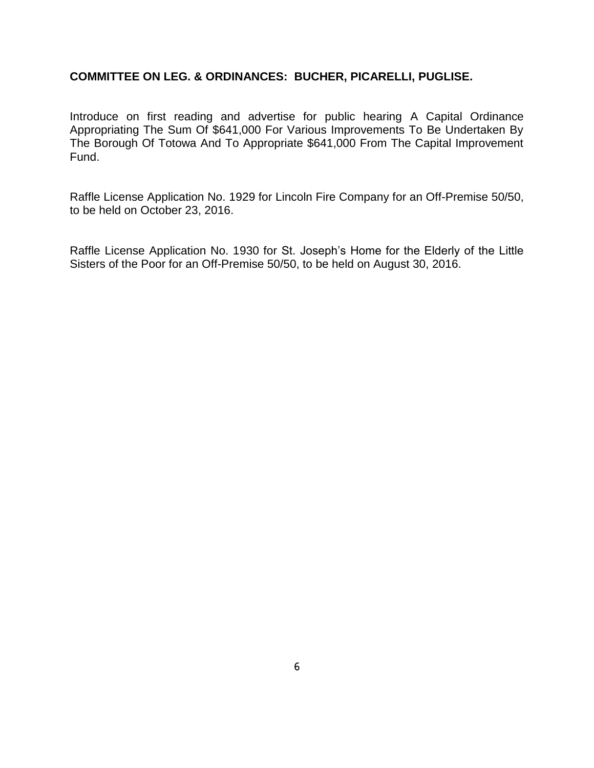**COMMITTEE ON LEG. & ORDINANCES: BUCHER, PICARELLI, PUGLISE.**

Introduce on first reading and advertise for public hearing A Capital Ordinance Appropriating The Sum Of $641,000 For Various Improvements To Be Undertaken By The Borough Of Totowa And To Appropriate $641,000 From The Capital Improvement Fund.

Raffle License Application No. 1929 for Lincoln Fire Company for an Off-Premise 50/50, to be held on October 23, 2016.

Raffle License Application No. 1930 for St. Joseph's Home for the Elderly of the Little Sisters of the Poor for an Off-Premise 50/50, to be held on August 30, 2016.